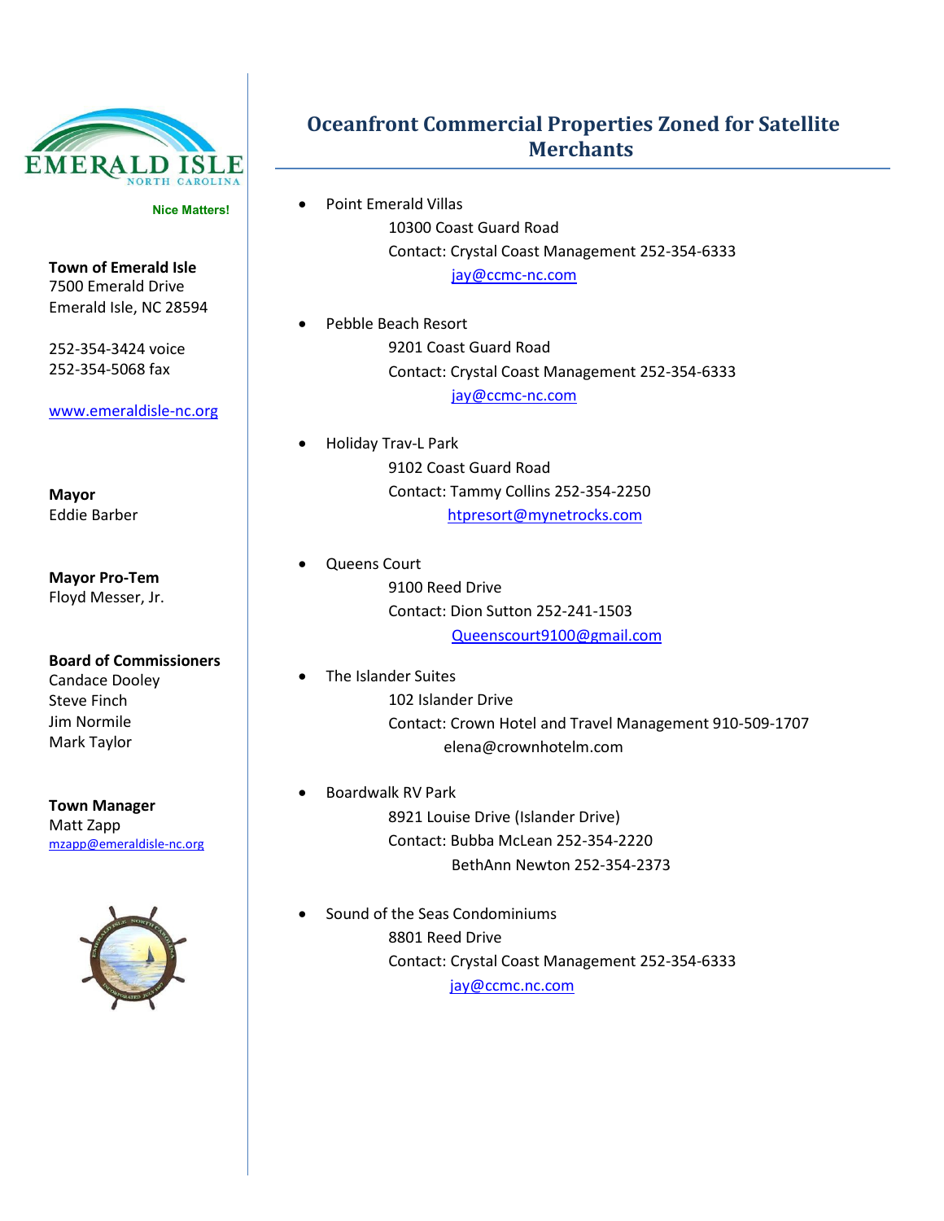EMERALD ISLE
NORTH CAROLINA

**Nice Matters!**

**Town of Emerald Isle**
7500 Emerald Drive
Emerald Isle, NC 28594

252-354-3424 voice
252-354-5068 fax

www.emeraldisle-nc.org

**Mayor**
Eddie Barber

**Mayor Pro-Tem**
Floyd Messer, Jr.

**Board of Commissioners**
Candace Dooley
Steve Finch
Jim Normile
Mark Taylor

**Town Manager**
Matt Zapp
mzapp@emeraldisle-nc.org

# Oceanfront Commercial Properties Zoned for Satellite Merchants

- Point Emerald Villas
  10300 Coast Guard Road
  Contact: Crystal Coast Management 252-354-6333
  jay@ccmc-nc.com

- Pebble Beach Resort
  9201 Coast Guard Road
  Contact: Crystal Coast Management 252-354-6333
  jay@ccmc-nc.com

- Holiday Trav-L Park
  9102 Coast Guard Road
  Contact: Tammy Collins 252-354-2250
  htpresort@mynetrocks.com

- Queens Court
  9100 Reed Drive
  Contact: Dion Sutton 252-241-1503
  Queenscourt9100@gmail.com

- The Islander Suites
  102 Islander Drive
  Contact: Crown Hotel and Travel Management 910-509-1707
  elena@crownhotelm.com

- Boardwalk RV Park
  8921 Louise Drive (Islander Drive)
  Contact: Bubba McLean 252-354-2220
  BethAnn Newton 252-354-2373

- Sound of the Seas Condominiums
  8801 Reed Drive
  Contact: Crystal Coast Management 252-354-6333
  jay@ccmc.nc.com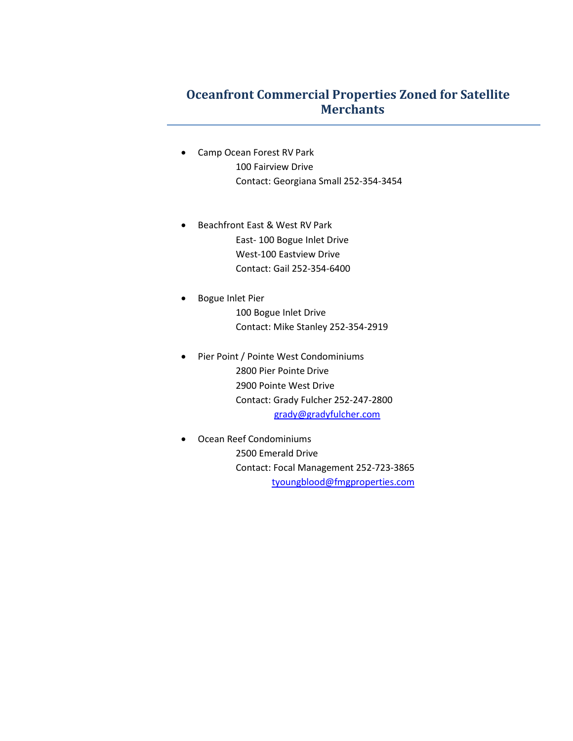## Oceanfront Commercial Properties Zoned for Satellite Merchants

- Camp Ocean Forest RV Park
  100 Fairview Drive
  Contact: Georgiana Small 252-354-3454

- Beachfront East & West RV Park
  East- 100 Bogue Inlet Drive
  West-100 Eastview Drive
  Contact: Gail 252-354-6400

- Bogue Inlet Pier
  100 Bogue Inlet Drive
  Contact: Mike Stanley 252-354-2919

- Pier Point / Pointe West Condominiums
  2800 Pier Pointe Drive
  2900 Pointe West Drive
  Contact: Grady Fulcher 252-247-2800
  grady@gradyfulcher.com

- Ocean Reef Condominiums
  2500 Emerald Drive
  Contact: Focal Management 252-723-3865
  tyoungblood@fmgproperties.com